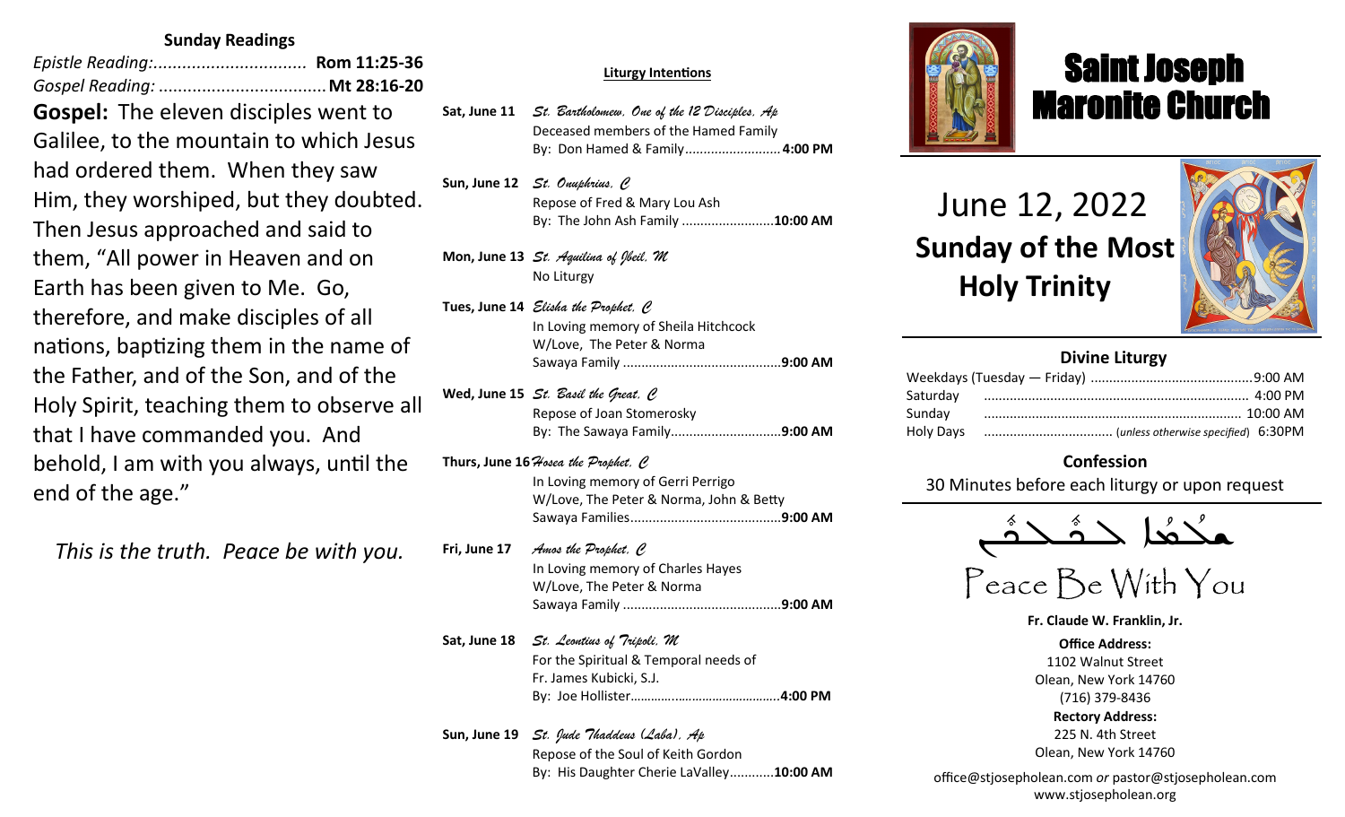## Sunday Readings

*Epistle Reading:*................................ **Rom 11:25-36**
*Gospel Reading:* ................................... **Mt 28:16-20**

**Gospel:** The eleven disciples went to Galilee, to the mountain to which Jesus had ordered them. When they saw Him, they worshiped, but they doubted. Then Jesus approached and said to them, "All power in Heaven and on Earth has been given to Me. Go, therefore, and make disciples of all nations, baptizing them in the name of the Father, and of the Son, and of the Holy Spirit, teaching them to observe all that I have commanded you. And behold, I am with you always, until the end of the age."

*This is the truth. Peace be with you.*

## Liturgy Intentions

**Sat, June 11** *St. Bartholomew, One of the 12 Disciples, Ap*
Deceased members of the Hamed Family
By: Don Hamed & Family.......................... **4:00 PM**

**Sun, June 12** *St. Onuphrius, C*
Repose of Fred & Mary Lou Ash
By: The John Ash Family ......................... **10:00 AM**

**Mon, June 13** *St. Aquilina of Jbeil, M*
No Liturgy

**Tues, June 14** *Elisha the Prophet, C*
In Loving memory of Sheila Hitchcock
W/Love, The Peter & Norma
Sawaya Family ........................................... **9:00 AM**

**Wed, June 15** *St. Basil the Great, C*
Repose of Joan Stomerosky
By: The Sawaya Family.............................. **9:00 AM**

**Thurs, June 16** *Hosea the Prophet, C*
In Loving memory of Gerri Perrigo
W/Love, The Peter & Norma, John & Betty
Sawaya Families......................................... **9:00 AM**

**Fri, June 17** *Amos the Prophet, C*
In Loving memory of Charles Hayes
W/Love, The Peter & Norma
Sawaya Family ........................................... **9:00 AM**

**Sat, June 18** *St. Leontius of Tripoli, M*
For the Spiritual & Temporal needs of
Fr. James Kubicki, S.J.
By: Joe Hollister........................................... **4:00 PM**

**Sun, June 19** *St. Jude Thaddeus (Laba), Ap*
Repose of the Soul of Keith Gordon
By: His Daughter Cherie LaValley............ **10:00 AM**

# Saint Joseph Maronite Church

# June 12, 2022
## Sunday of the Most Holy Trinity

### Divine Liturgy

| | |
|---|---|
| Weekdays (Tuesday — Friday) | 9:00 AM |
| Saturday | 4:00 PM |
| Sunday | 10:00 AM |
| Holy Days | (*unless otherwise specified*) 6:30PM |

### Confession

30 Minutes before each liturgy or upon request

ܫܠܡܐ ܠܟܘܠܟܘܢ

Peace Be With You

**Fr. Claude W. Franklin, Jr.**

**Office Address:**
1102 Walnut Street
Olean, New York 14760
(716) 379-8436

**Rectory Address:**
225 N. 4th Street
Olean, New York 14760

office@stjosepholean.com *or* pastor@stjosepholean.com
www.stjosepholean.org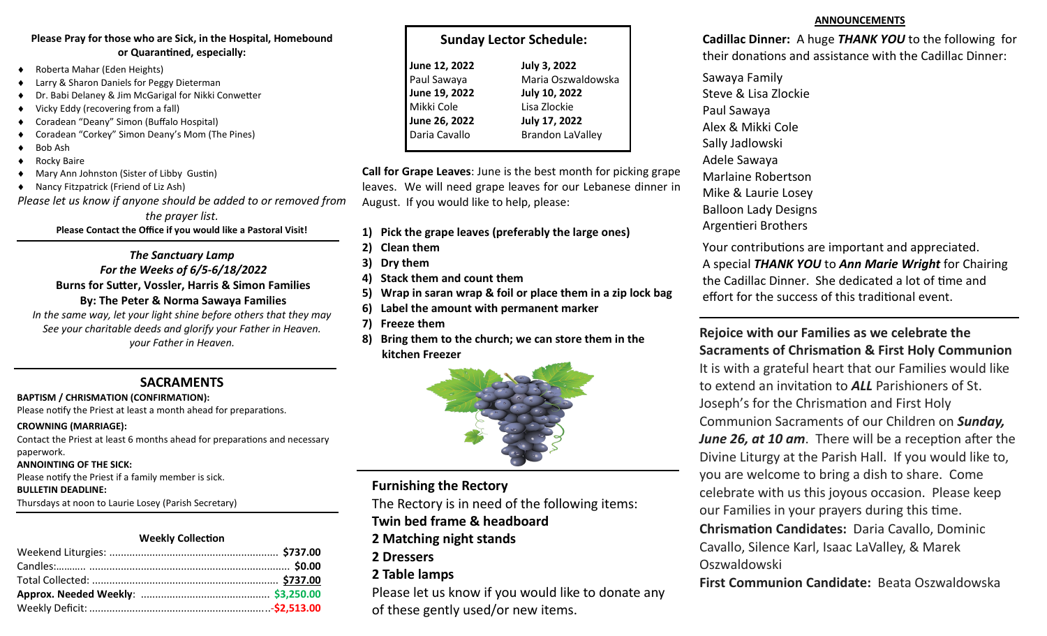**Please Pray for those who are Sick, in the Hospital, Homebound or Quarantined, especially:**

- Roberta Mahar (Eden Heights)
- Larry & Sharon Daniels for Peggy Dieterman
- Dr. Babi Delaney & Jim McGarigal for Nikki Conwetter
- Vicky Eddy (recovering from a fall)
- Coradean "Deany" Simon (Buffalo Hospital)
- Coradean "Corkey" Simon Deany's Mom (The Pines)
- Bob Ash
- Rocky Baire
- Mary Ann Johnston (Sister of Libby Gustin)
- Nancy Fitzpatrick (Friend of Liz Ash)

*Please let us know if anyone should be added to or removed from the prayer list.*

**Please Contact the Office if you would like a Pastoral Visit!**

***The Sanctuary Lamp***
***For the Weeks of 6/5-6/18/2022***
**Burns for Sutter, Vossler, Harris & Simon Families**
**By: The Peter & Norma Sawaya Families**

*In the same way, let your light shine before others that they may See your charitable deeds and glorify your Father in Heaven. your Father in Heaven.*

## SACRAMENTS

**BAPTISM / CHRISMATION (CONFIRMATION):**
Please notify the Priest at least a month ahead for preparations.

**CROWNING (MARRIAGE):**
Contact the Priest at least 6 months ahead for preparations and necessary paperwork.

**ANNOINTING OF THE SICK:**
Please notify the Priest if a family member is sick.

**BULLETIN DEADLINE:**
Thursdays at noon to Laurie Losey (Parish Secretary)

**Weekly Collection**

| | |
|---|---|
| Weekend Liturgies: | **$737.00** |
| Candles: | **$0.00** |
| Total Collected: | **$737.00** |
| **Approx. Needed Weekly**: | **$3,250.00** |
| Weekly Deficit: | **-$2,513.00** |

### Sunday Lector Schedule:

| | |
|---|---|
| **June 12, 2022** | **July 3, 2022** |
| Paul Sawaya | Maria Oszwaldowska |
| **June 19, 2022** | **July 10, 2022** |
| Mikki Cole | Lisa Zlockie |
| **June 26, 2022** | **July 17, 2022** |
| Daria Cavallo | Brandon LaValley |

**Call for Grape Leaves**: June is the best month for picking grape leaves. We will need grape leaves for our Lebanese dinner in August. If you would like to help, please:

1) **Pick the grape leaves (preferably the large ones)**
2) **Clean them**
3) **Dry them**
4) **Stack them and count them**
5) **Wrap in saran wrap & foil or place them in a zip lock bag**
6) **Label the amount with permanent marker**
7) **Freeze them**
8) **Bring them to the church; we can store them in the kitchen Freezer**

### Furnishing the Rectory

The Rectory is in need of the following items:

**Twin bed frame & headboard**
**2 Matching night stands**
**2 Dressers**
**2 Table lamps**

Please let us know if you would like to donate any of these gently used/or new items.

## ANNOUNCEMENTS

**Cadillac Dinner:** A huge ***THANK YOU*** to the following for their donations and assistance with the Cadillac Dinner:

Sawaya Family
Steve & Lisa Zlockie
Paul Sawaya
Alex & Mikki Cole
Sally Jadlowski
Adele Sawaya
Marlaine Robertson
Mike & Laurie Losey
Balloon Lady Designs
Argentieri Brothers

Your contributions are important and appreciated. A special ***THANK YOU*** to ***Ann Marie Wright*** for Chairing the Cadillac Dinner. She dedicated a lot of time and effort for the success of this traditional event.

**Rejoice with our Families as we celebrate the Sacraments of Chrismation & First Holy Communion**

It is with a grateful heart that our Families would like to extend an invitation to ***ALL*** Parishioners of St. Joseph's for the Chrismation and First Holy Communion Sacraments of our Children on ***Sunday, June 26, at 10 am***. There will be a reception after the Divine Liturgy at the Parish Hall. If you would like to, you are welcome to bring a dish to share. Come celebrate with us this joyous occasion. Please keep our Families in your prayers during this time.

**Chrismation Candidates:** Daria Cavallo, Dominic Cavallo, Silence Karl, Isaac LaValley, & Marek Oszwaldowski

**First Communion Candidate:** Beata Oszwaldowska